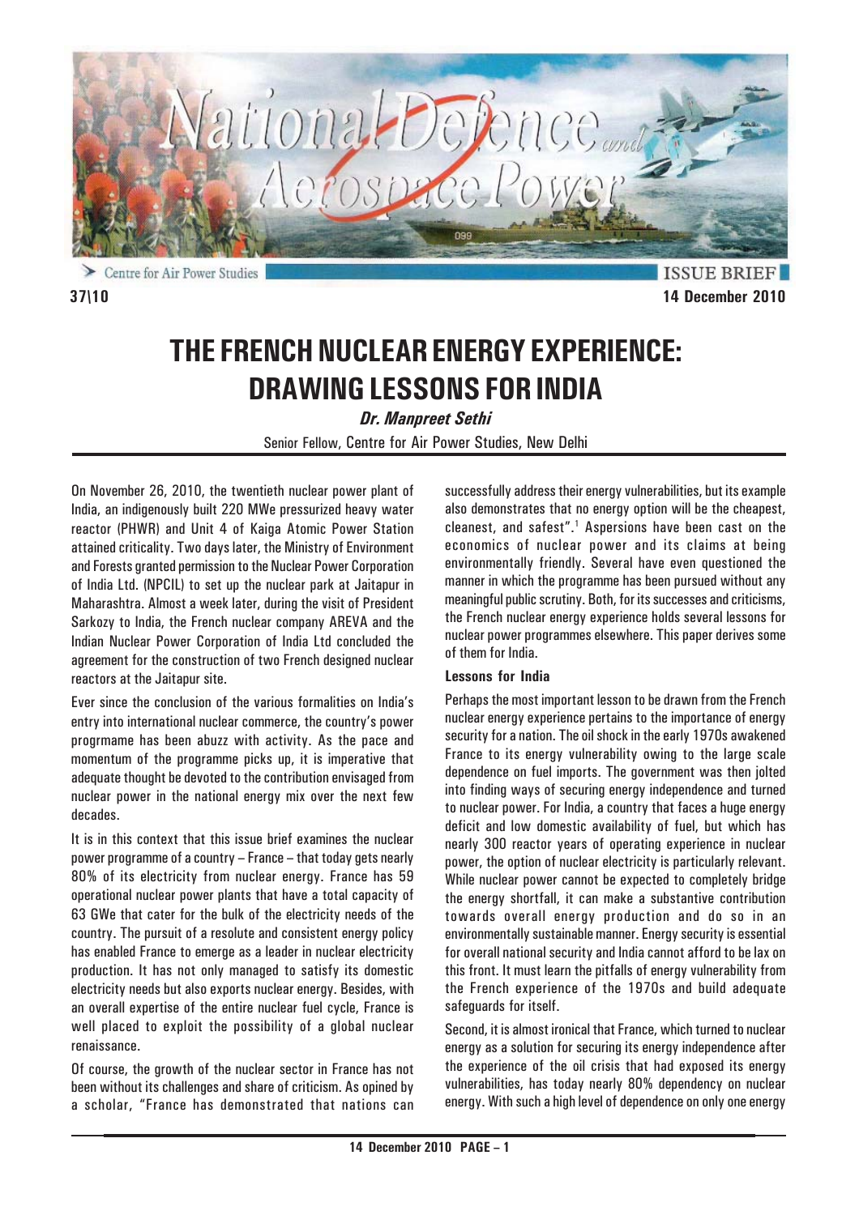Centre for Air Power Studies

ISSUE BRIEF

37\10

14 December 2010

# THE FRENCH NUCLEAR ENERGY EXPERIENCE: DRAWING LESSONS FOR INDIA

***Dr. Manpreet Sethi***

Senior Fellow, Centre for Air Power Studies, New Delhi

On November 26, 2010, the twentieth nuclear power plant of India, an indigenously built 220 MWe pressurized heavy water reactor (PHWR) and Unit 4 of Kaiga Atomic Power Station attained criticality. Two days later, the Ministry of Environment and Forests granted permission to the Nuclear Power Corporation of India Ltd. (NPCIL) to set up the nuclear park at Jaitapur in Maharashtra. Almost a week later, during the visit of President Sarkozy to India, the French nuclear company AREVA and the Indian Nuclear Power Corporation of India Ltd concluded the agreement for the construction of two French designed nuclear reactors at the Jaitapur site.

Ever since the conclusion of the various formalities on India's entry into international nuclear commerce, the country's power progrmame has been abuzz with activity. As the pace and momentum of the programme picks up, it is imperative that adequate thought be devoted to the contribution envisaged from nuclear power in the national energy mix over the next few decades.

It is in this context that this issue brief examines the nuclear power programme of a country – France – that today gets nearly 80% of its electricity from nuclear energy. France has 59 operational nuclear power plants that have a total capacity of 63 GWe that cater for the bulk of the electricity needs of the country. The pursuit of a resolute and consistent energy policy has enabled France to emerge as a leader in nuclear electricity production. It has not only managed to satisfy its domestic electricity needs but also exports nuclear energy. Besides, with an overall expertise of the entire nuclear fuel cycle, France is well placed to exploit the possibility of a global nuclear renaissance.

Of course, the growth of the nuclear sector in France has not been without its challenges and share of criticism. As opined by a scholar, "France has demonstrated that nations can successfully address their energy vulnerabilities, but its example also demonstrates that no energy option will be the cheapest, cleanest, and safest".[1] Aspersions have been cast on the economics of nuclear power and its claims at being environmentally friendly. Several have even questioned the manner in which the programme has been pursued without any meaningful public scrutiny. Both, for its successes and criticisms, the French nuclear energy experience holds several lessons for nuclear power programmes elsewhere. This paper derives some of them for India.

**Lessons for India**

Perhaps the most important lesson to be drawn from the French nuclear energy experience pertains to the importance of energy security for a nation. The oil shock in the early 1970s awakened France to its energy vulnerability owing to the large scale dependence on fuel imports. The government was then jolted into finding ways of securing energy independence and turned to nuclear power. For India, a country that faces a huge energy deficit and low domestic availability of fuel, but which has nearly 300 reactor years of operating experience in nuclear power, the option of nuclear electricity is particularly relevant. While nuclear power cannot be expected to completely bridge the energy shortfall, it can make a substantive contribution towards overall energy production and do so in an environmentally sustainable manner. Energy security is essential for overall national security and India cannot afford to be lax on this front. It must learn the pitfalls of energy vulnerability from the French experience of the 1970s and build adequate safeguards for itself.

Second, it is almost ironical that France, which turned to nuclear energy as a solution for securing its energy independence after the experience of the oil crisis that had exposed its energy vulnerabilities, has today nearly 80% dependency on nuclear energy. With such a high level of dependence on only one energy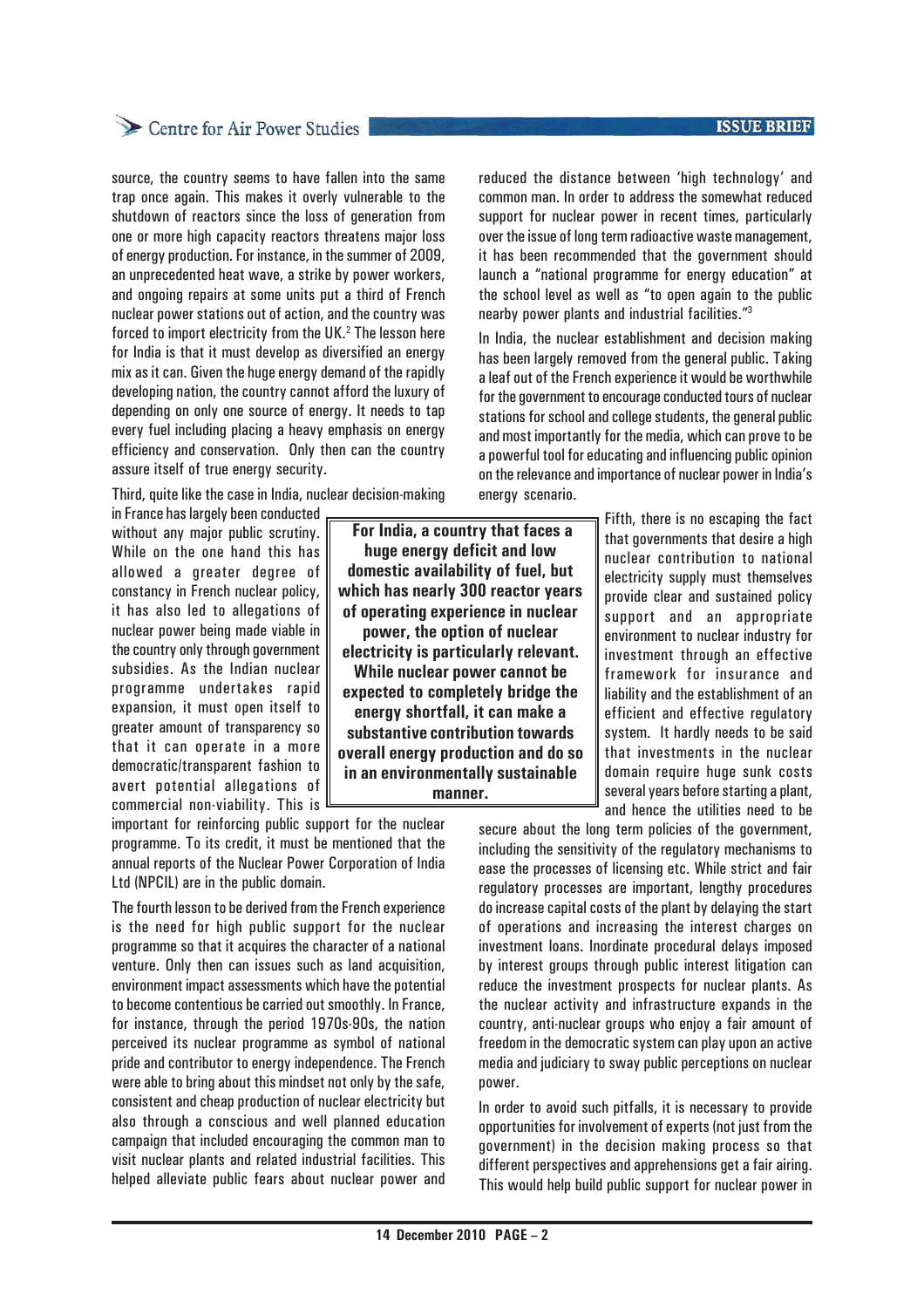source, the country seems to have fallen into the same trap once again. This makes it overly vulnerable to the shutdown of reactors since the loss of generation from one or more high capacity reactors threatens major loss of energy production. For instance, in the summer of 2009, an unprecedented heat wave, a strike by power workers, and ongoing repairs at some units put a third of French nuclear power stations out of action, and the country was forced to import electricity from the UK.[2] The lesson here for India is that it must develop as diversified an energy mix as it can. Given the huge energy demand of the rapidly developing nation, the country cannot afford the luxury of depending on only one source of energy. It needs to tap every fuel including placing a heavy emphasis on energy efficiency and conservation. Only then can the country assure itself of true energy security.

Third, quite like the case in India, nuclear decision-making in France has largely been conducted without any major public scrutiny. While on the one hand this has allowed a greater degree of constancy in French nuclear policy, it has also led to allegations of nuclear power being made viable in the country only through government subsidies. As the Indian nuclear programme undertakes rapid expansion, it must open itself to greater amount of transparency so that it can operate in a more democratic/transparent fashion to avert potential allegations of commercial non-viability. This is important for reinforcing public support for the nuclear programme. To its credit, it must be mentioned that the annual reports of the Nuclear Power Corporation of India Ltd (NPCIL) are in the public domain.

**For India, a country that faces a huge energy deficit and low domestic availability of fuel, but which has nearly 300 reactor years of operating experience in nuclear power, the option of nuclear electricity is particularly relevant. While nuclear power cannot be expected to completely bridge the energy shortfall, it can make a substantive contribution towards overall energy production and do so in an environmentally sustainable manner.**

The fourth lesson to be derived from the French experience is the need for high public support for the nuclear programme so that it acquires the character of a national venture. Only then can issues such as land acquisition, environment impact assessments which have the potential to become contentious be carried out smoothly. In France, for instance, through the period 1970s-90s, the nation perceived its nuclear programme as symbol of national pride and contributor to energy independence. The French were able to bring about this mindset not only by the safe, consistent and cheap production of nuclear electricity but also through a conscious and well planned education campaign that included encouraging the common man to visit nuclear plants and related industrial facilities. This helped alleviate public fears about nuclear power and reduced the distance between 'high technology' and common man. In order to address the somewhat reduced support for nuclear power in recent times, particularly over the issue of long term radioactive waste management, it has been recommended that the government should launch a "national programme for energy education" at the school level as well as "to open again to the public nearby power plants and industrial facilities."[3]

In India, the nuclear establishment and decision making has been largely removed from the general public. Taking a leaf out of the French experience it would be worthwhile for the government to encourage conducted tours of nuclear stations for school and college students, the general public and most importantly for the media, which can prove to be a powerful tool for educating and influencing public opinion on the relevance and importance of nuclear power in India's energy scenario.

Fifth, there is no escaping the fact that governments that desire a high nuclear contribution to national electricity supply must themselves provide clear and sustained policy support and an appropriate environment to nuclear industry for investment through an effective framework for insurance and liability and the establishment of an efficient and effective regulatory system. It hardly needs to be said that investments in the nuclear domain require huge sunk costs several years before starting a plant, and hence the utilities need to be secure about the long term policies of the government, including the sensitivity of the regulatory mechanisms to ease the processes of licensing etc. While strict and fair regulatory processes are important, lengthy procedures do increase capital costs of the plant by delaying the start of operations and increasing the interest charges on investment loans. Inordinate procedural delays imposed by interest groups through public interest litigation can reduce the investment prospects for nuclear plants. As the nuclear activity and infrastructure expands in the country, anti-nuclear groups who enjoy a fair amount of freedom in the democratic system can play upon an active media and judiciary to sway public perceptions on nuclear power.

In order to avoid such pitfalls, it is necessary to provide opportunities for involvement of experts (not just from the government) in the decision making process so that different perspectives and apprehensions get a fair airing. This would help build public support for nuclear power in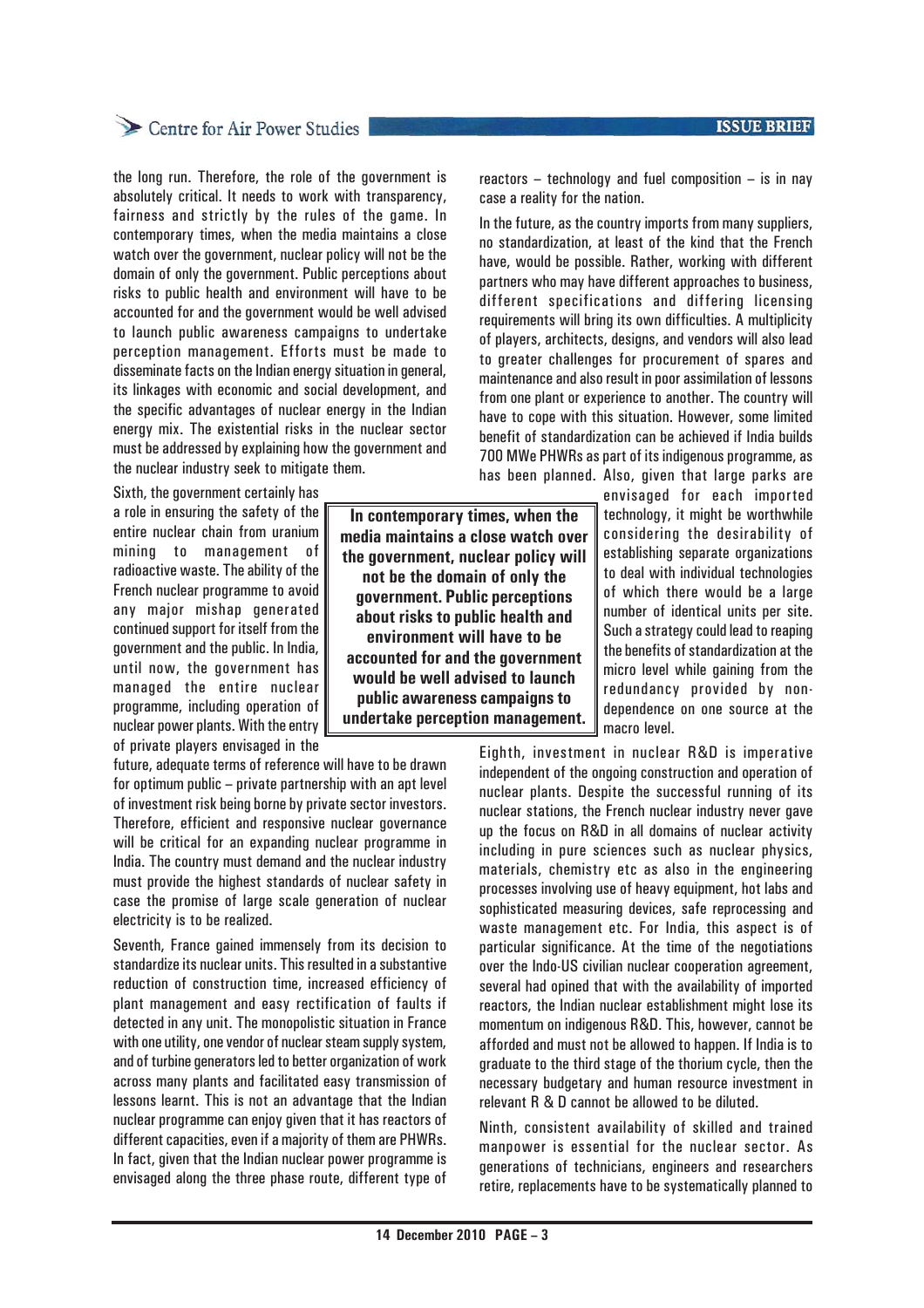the long run. Therefore, the role of the government is absolutely critical. It needs to work with transparency, fairness and strictly by the rules of the game. In contemporary times, when the media maintains a close watch over the government, nuclear policy will not be the domain of only the government. Public perceptions about risks to public health and environment will have to be accounted for and the government would be well advised to launch public awareness campaigns to undertake perception management. Efforts must be made to disseminate facts on the Indian energy situation in general, its linkages with economic and social development, and the specific advantages of nuclear energy in the Indian energy mix. The existential risks in the nuclear sector must be addressed by explaining how the government and the nuclear industry seek to mitigate them.

Sixth, the government certainly has a role in ensuring the safety of the entire nuclear chain from uranium mining to management of radioactive waste. The ability of the French nuclear programme to avoid any major mishap generated continued support for itself from the government and the public. In India, until now, the government has managed the entire nuclear programme, including operation of nuclear power plants. With the entry of private players envisaged in the future, adequate terms of reference will have to be drawn for optimum public – private partnership with an apt level of investment risk being borne by private sector investors. Therefore, efficient and responsive nuclear governance will be critical for an expanding nuclear programme in India. The country must demand and the nuclear industry must provide the highest standards of nuclear safety in case the promise of large scale generation of nuclear electricity is to be realized.

> **In contemporary times, when the media maintains a close watch over the government, nuclear policy will not be the domain of only the government. Public perceptions about risks to public health and environment will have to be accounted for and the government would be well advised to launch public awareness campaigns to undertake perception management.**

Seventh, France gained immensely from its decision to standardize its nuclear units. This resulted in a substantive reduction of construction time, increased efficiency of plant management and easy rectification of faults if detected in any unit. The monopolistic situation in France with one utility, one vendor of nuclear steam supply system, and of turbine generators led to better organization of work across many plants and facilitated easy transmission of lessons learnt. This is not an advantage that the Indian nuclear programme can enjoy given that it has reactors of different capacities, even if a majority of them are PHWRs. In fact, given that the Indian nuclear power programme is envisaged along the three phase route, different type of reactors – technology and fuel composition – is in nay case a reality for the nation.

In the future, as the country imports from many suppliers, no standardization, at least of the kind that the French have, would be possible. Rather, working with different partners who may have different approaches to business, different specifications and differing licensing requirements will bring its own difficulties. A multiplicity of players, architects, designs, and vendors will also lead to greater challenges for procurement of spares and maintenance and also result in poor assimilation of lessons from one plant or experience to another. The country will have to cope with this situation. However, some limited benefit of standardization can be achieved if India builds 700 MWe PHWRs as part of its indigenous programme, as has been planned. Also, given that large parks are envisaged for each imported technology, it might be worthwhile considering the desirability of establishing separate organizations to deal with individual technologies of which there would be a large number of identical units per site. Such a strategy could lead to reaping the benefits of standardization at the micro level while gaining from the redundancy provided by non-dependence on one source at the macro level.

Eighth, investment in nuclear R&D is imperative independent of the ongoing construction and operation of nuclear plants. Despite the successful running of its nuclear stations, the French nuclear industry never gave up the focus on R&D in all domains of nuclear activity including in pure sciences such as nuclear physics, materials, chemistry etc as also in the engineering processes involving use of heavy equipment, hot labs and sophisticated measuring devices, safe reprocessing and waste management etc. For India, this aspect is of particular significance. At the time of the negotiations over the Indo-US civilian nuclear cooperation agreement, several had opined that with the availability of imported reactors, the Indian nuclear establishment might lose its momentum on indigenous R&D. This, however, cannot be afforded and must not be allowed to happen. If India is to graduate to the third stage of the thorium cycle, then the necessary budgetary and human resource investment in relevant R & D cannot be allowed to be diluted.

Ninth, consistent availability of skilled and trained manpower is essential for the nuclear sector. As generations of technicians, engineers and researchers retire, replacements have to be systematically planned to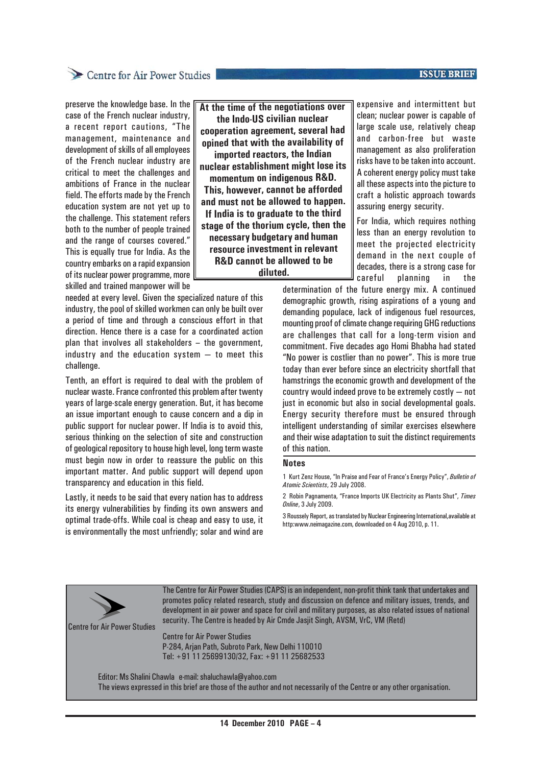preserve the knowledge base. In the case of the French nuclear industry, a recent report cautions, "The management, maintenance and development of skills of all employees of the French nuclear industry are critical to meet the challenges and ambitions of France in the nuclear field. The efforts made by the French education system are not yet up to the challenge. This statement refers both to the number of people trained and the range of courses covered." This is equally true for India. As the country embarks on a rapid expansion of its nuclear power programme, more skilled and trained manpower will be needed at every level. Given the specialized nature of this industry, the pool of skilled workmen can only be built over a period of time and through a conscious effort in that direction. Hence there is a case for a coordinated action plan that involves all stakeholders – the government, industry and the education system – to meet this challenge.

**At the time of the negotiations over the Indo-US civilian nuclear cooperation agreement, several had opined that with the availability of imported reactors, the Indian nuclear establishment might lose its momentum on indigenous R&D. This, however, cannot be afforded and must not be allowed to happen. If India is to graduate to the third stage of the thorium cycle, then the necessary budgetary and human resource investment in relevant R&D cannot be allowed to be diluted.**

Tenth, an effort is required to deal with the problem of nuclear waste. France confronted this problem after twenty years of large-scale energy generation. But, it has become an issue important enough to cause concern and a dip in public support for nuclear power. If India is to avoid this, serious thinking on the selection of site and construction of geological repository to house high level, long term waste must begin now in order to reassure the public on this important matter. And public support will depend upon transparency and education in this field.

Lastly, it needs to be said that every nation has to address its energy vulnerabilities by finding its own answers and optimal trade-offs. While coal is cheap and easy to use, it is environmentally the most unfriendly; solar and wind are expensive and intermittent but clean; nuclear power is capable of large scale use, relatively cheap and carbon-free but waste management as also proliferation risks have to be taken into account. A coherent energy policy must take all these aspects into the picture to craft a holistic approach towards assuring energy security.

For India, which requires nothing less than an energy revolution to meet the projected electricity demand in the next couple of decades, there is a strong case for careful planning in the determination of the future energy mix. A continued demographic growth, rising aspirations of a young and demanding populace, lack of indigenous fuel resources, mounting proof of climate change requiring GHG reductions are challenges that call for a long-term vision and commitment. Five decades ago Homi Bhabha had stated "No power is costlier than no power". This is more true today than ever before since an electricity shortfall that hamstrings the economic growth and development of the country would indeed prove to be extremely costly – not just in economic but also in social developmental goals. Energy security therefore must be ensured through intelligent understanding of similar exercises elsewhere and their wise adaptation to suit the distinct requirements of this nation.

## Notes

1 Kurt Zenz House, "In Praise and Fear of France's Energy Policy", *Bulletin of Atomic Scientists*, 29 July 2008.

2 Robin Pagnamenta, "France Imports UK Electricity as Plants Shut", *Times Online*, 3 July 2009.

3 Roussely Report, as translated by Nuclear Engineering International,available at http:www.neimagazine.com, downloaded on 4 Aug 2010, p. 11.

---

Centre for Air Power Studies

The Centre for Air Power Studies (CAPS) is an independent, non-profit think tank that undertakes and promotes policy related research, study and discussion on defence and military issues, trends, and development in air power and space for civil and military purposes, as also related issues of national security. The Centre is headed by Air Cmde Jasjit Singh, AVSM, VrC, VM (Retd)

Centre for Air Power Studies
P-284, Arjan Path, Subroto Park, New Delhi 110010
Tel: +91 11 25699130/32, Fax: +91 11 25682533

Editor: Ms Shalini Chawla e-mail: shaluchawla@yahoo.com
The views expressed in this brief are those of the author and not necessarily of the Centre or any other organisation.